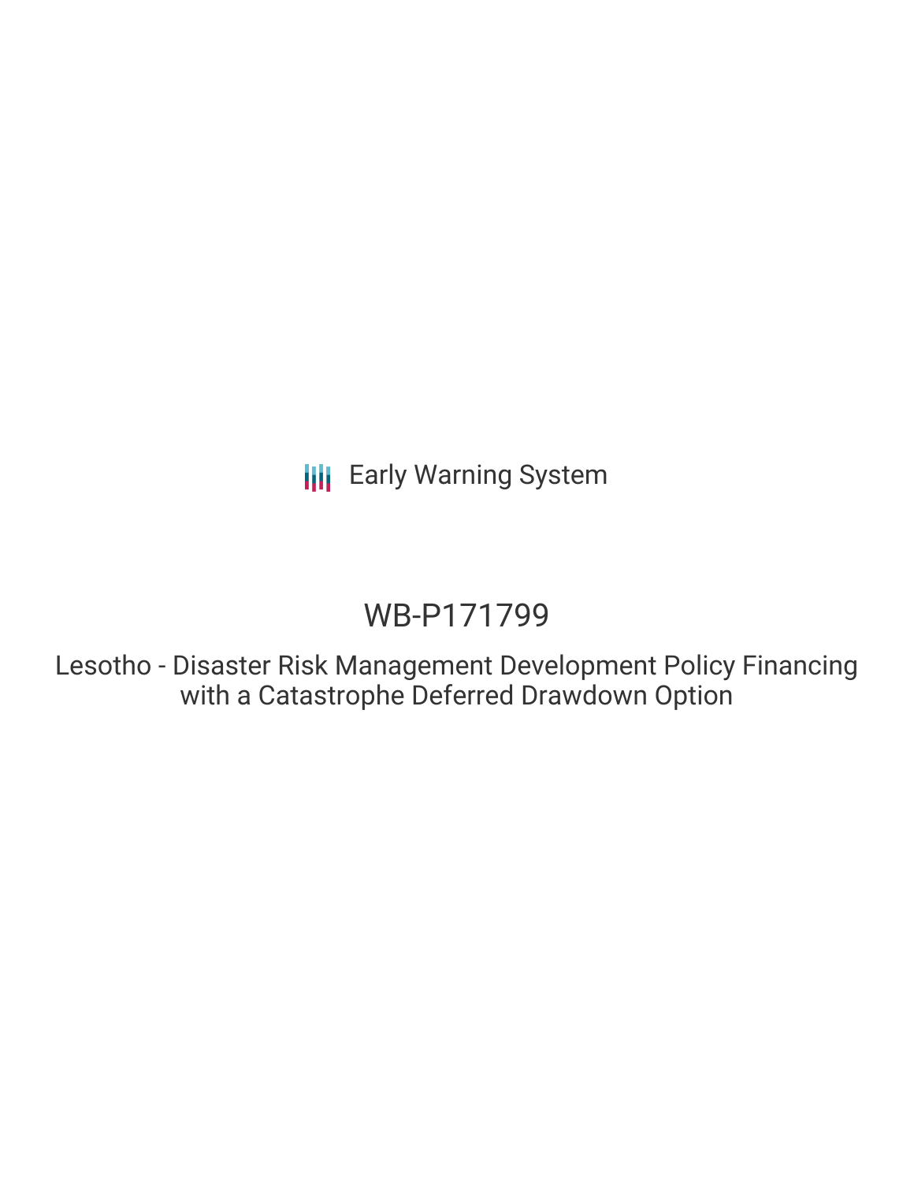Early Warning System

# WB-P171799

Lesotho - Disaster Risk Management Development Policy Financing with a Catastrophe Deferred Drawdown Option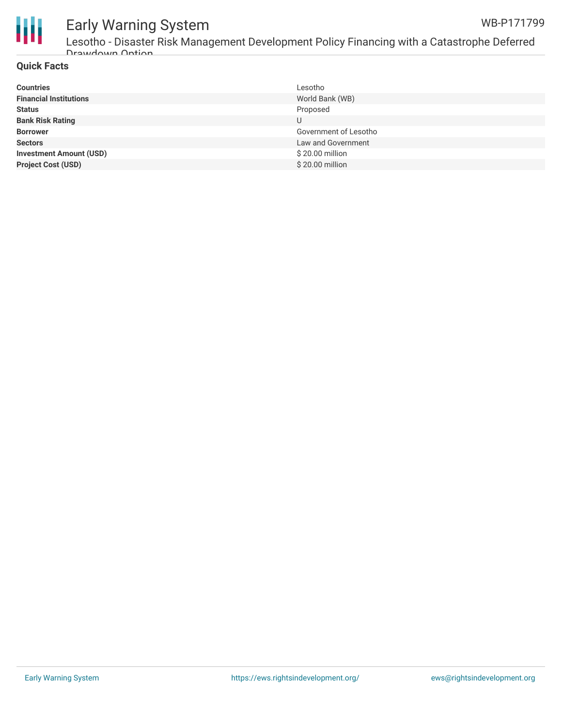## Quick Facts

| | |
|---|---|
| **Countries** | Lesotho |
| **Financial Institutions** | World Bank (WB) |
| **Status** | Proposed |
| **Bank Risk Rating** | U |
| **Borrower** | Government of Lesotho |
| **Sectors** | Law and Government |
| **Investment Amount (USD)** | $ 20.00 million |
| **Project Cost (USD)** | $ 20.00 million |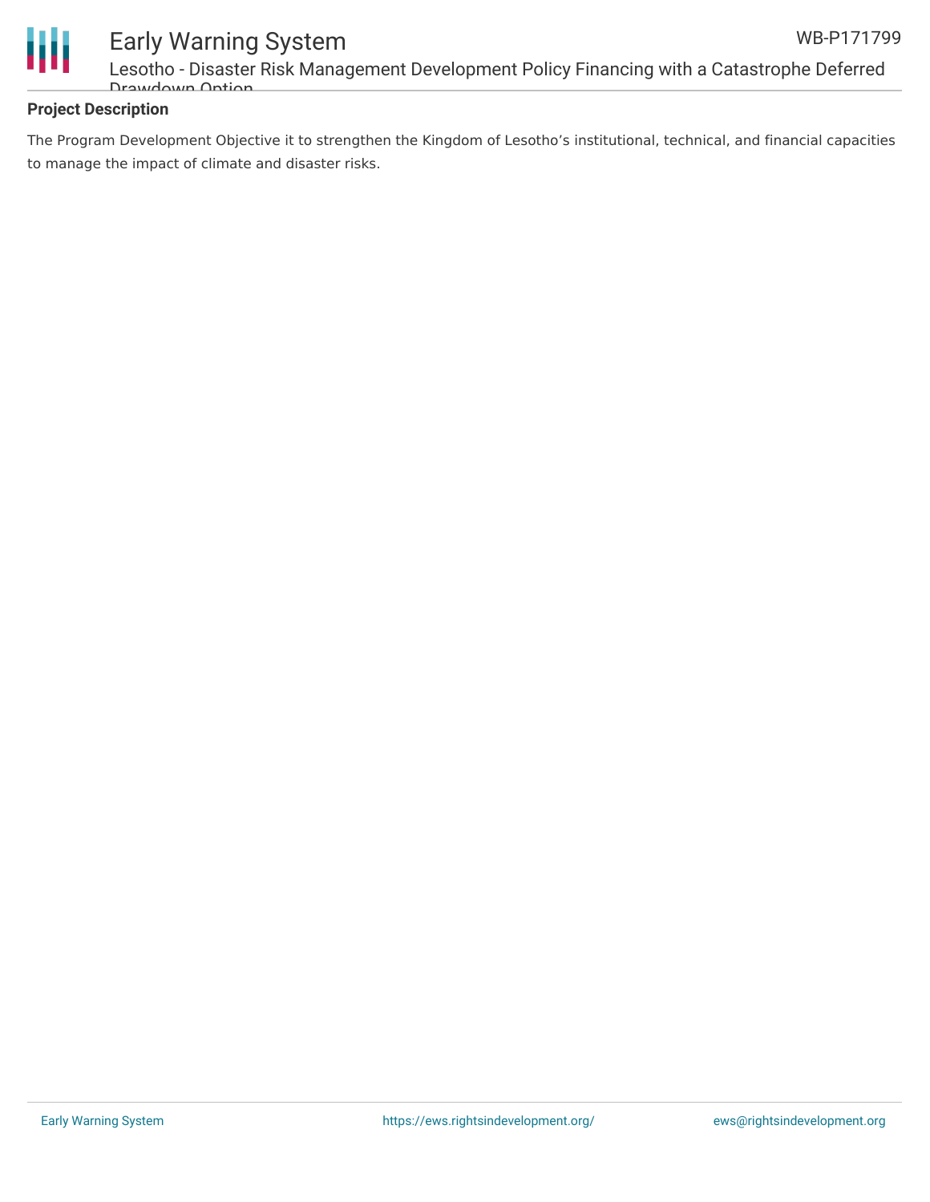## Project Description

The Program Development Objective it to strengthen the Kingdom of Lesotho's institutional, technical, and financial capacities to manage the impact of climate and disaster risks.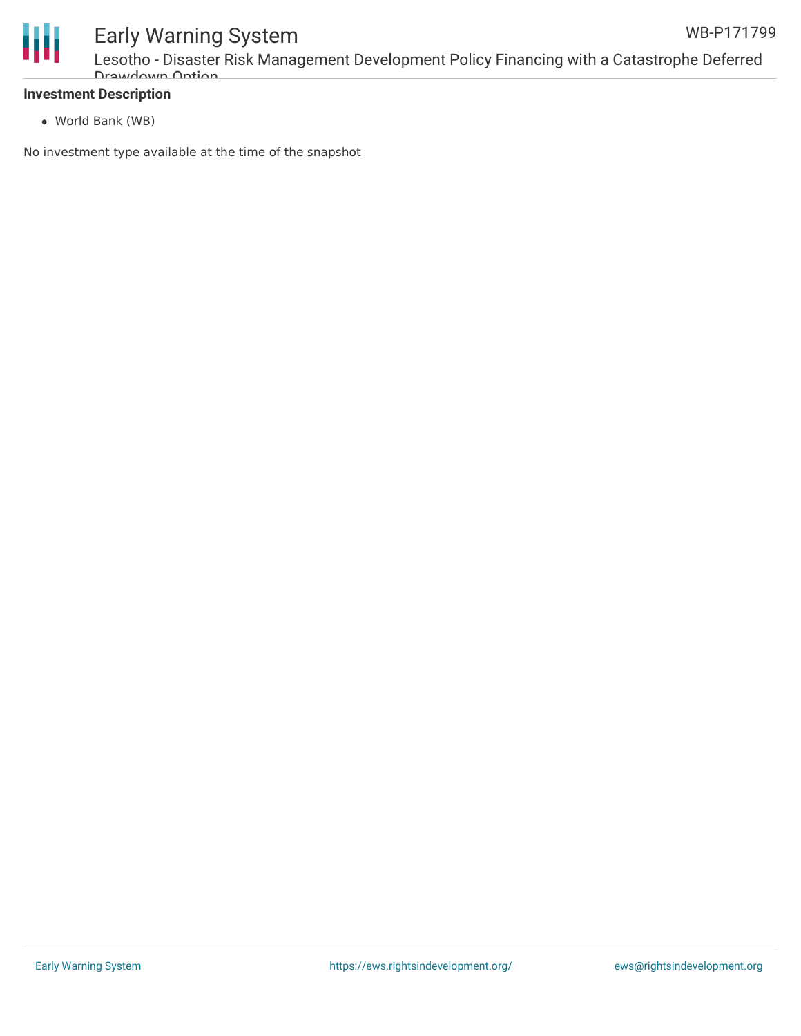**Investment Description**

- World Bank (WB)

No investment type available at the time of the snapshot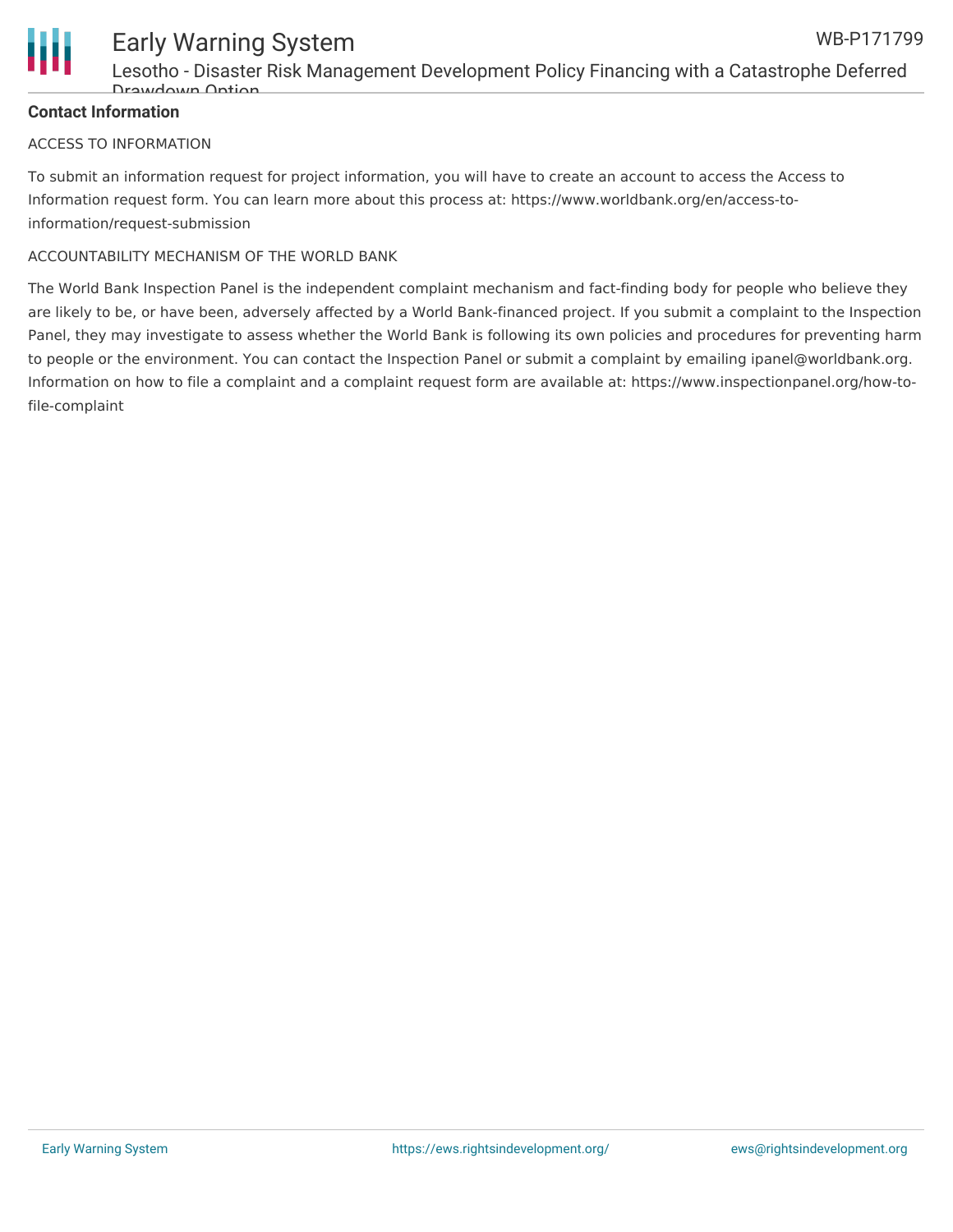**Contact Information**

ACCESS TO INFORMATION

To submit an information request for project information, you will have to create an account to access the Access to Information request form. You can learn more about this process at: https://www.worldbank.org/en/access-to-information/request-submission

ACCOUNTABILITY MECHANISM OF THE WORLD BANK

The World Bank Inspection Panel is the independent complaint mechanism and fact-finding body for people who believe they are likely to be, or have been, adversely affected by a World Bank-financed project. If you submit a complaint to the Inspection Panel, they may investigate to assess whether the World Bank is following its own policies and procedures for preventing harm to people or the environment. You can contact the Inspection Panel or submit a complaint by emailing ipanel@worldbank.org. Information on how to file a complaint and a complaint request form are available at: https://www.inspectionpanel.org/how-to-file-complaint